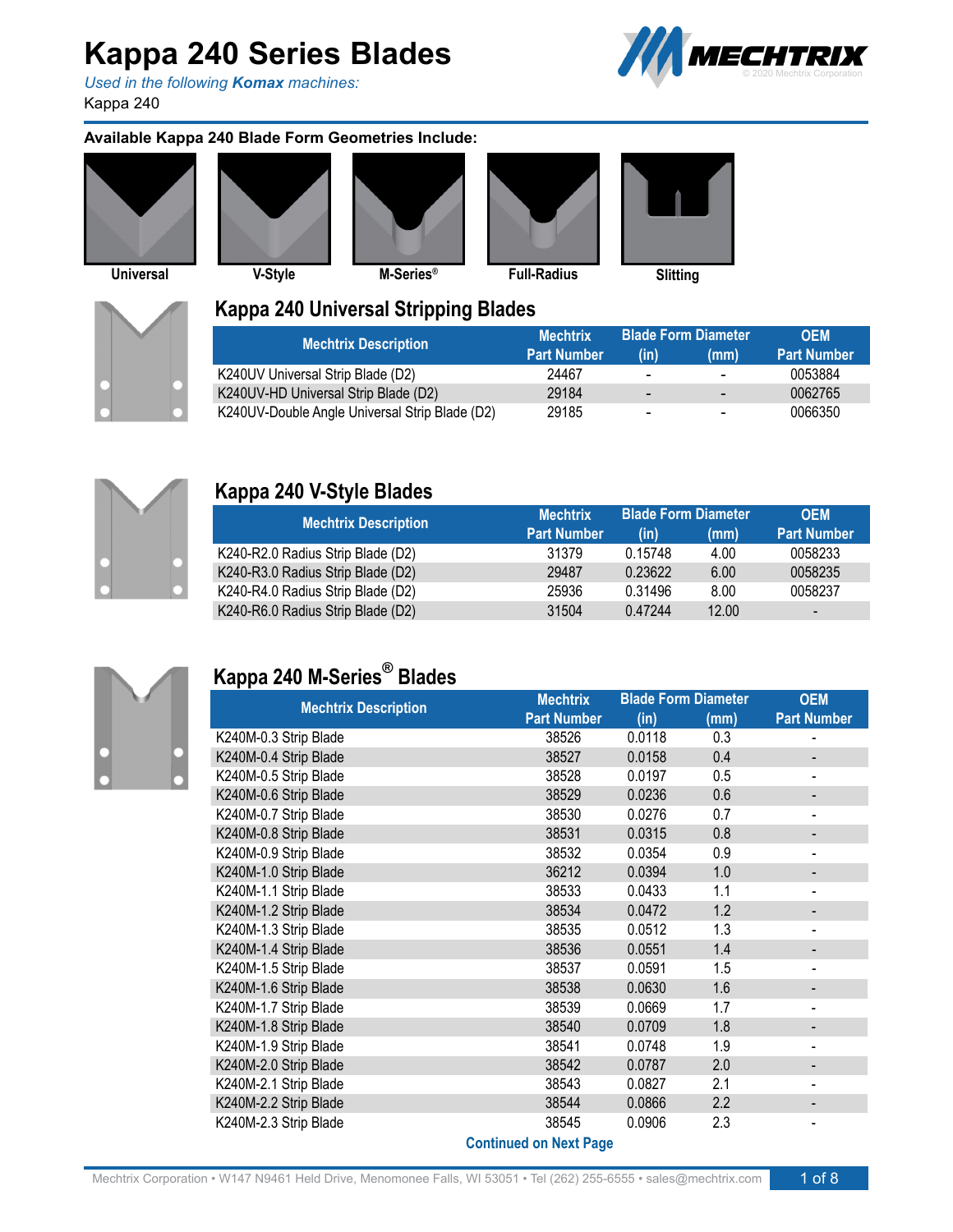# Kappa 240 Series Blades

*Used in the following **Komax** machines:*

Kappa 240

**Available Kappa 240 Blade Form Geometries Include:**

Universal | V-Style | M-Series® | Full-Radius | Slitting

## Kappa 240 Universal Stripping Blades

| Mechtrix Description | Mechtrix Part Number | Blade Form Diameter (in) | (mm) | OEM Part Number |
|---|---|---|---|---|
| K240UV Universal Strip Blade (D2) | 24467 | - | - | 0053884 |
| K240UV-HD Universal Strip Blade (D2) | 29184 | - | - | 0062765 |
| K240UV-Double Angle Universal Strip Blade (D2) | 29185 | - | - | 0066350 |

## Kappa 240 V-Style Blades

| Mechtrix Description | Mechtrix Part Number | Blade Form Diameter (in) | (mm) | OEM Part Number |
|---|---|---|---|---|
| K240-R2.0 Radius Strip Blade (D2) | 31379 | 0.15748 | 4.00 | 0058233 |
| K240-R3.0 Radius Strip Blade (D2) | 29487 | 0.23622 | 6.00 | 0058235 |
| K240-R4.0 Radius Strip Blade (D2) | 25936 | 0.31496 | 8.00 | 0058237 |
| K240-R6.0 Radius Strip Blade (D2) | 31504 | 0.47244 | 12.00 | - |

## Kappa 240 M-Series® Blades

| Mechtrix Description | Mechtrix Part Number | Blade Form Diameter (in) | (mm) | OEM Part Number |
|---|---|---|---|---|
| K240M-0.3 Strip Blade | 38526 | 0.0118 | 0.3 | - |
| K240M-0.4 Strip Blade | 38527 | 0.0158 | 0.4 | - |
| K240M-0.5 Strip Blade | 38528 | 0.0197 | 0.5 | - |
| K240M-0.6 Strip Blade | 38529 | 0.0236 | 0.6 | - |
| K240M-0.7 Strip Blade | 38530 | 0.0276 | 0.7 | - |
| K240M-0.8 Strip Blade | 38531 | 0.0315 | 0.8 | - |
| K240M-0.9 Strip Blade | 38532 | 0.0354 | 0.9 | - |
| K240M-1.0 Strip Blade | 36212 | 0.0394 | 1.0 | - |
| K240M-1.1 Strip Blade | 38533 | 0.0433 | 1.1 | - |
| K240M-1.2 Strip Blade | 38534 | 0.0472 | 1.2 | - |
| K240M-1.3 Strip Blade | 38535 | 0.0512 | 1.3 | - |
| K240M-1.4 Strip Blade | 38536 | 0.0551 | 1.4 | - |
| K240M-1.5 Strip Blade | 38537 | 0.0591 | 1.5 | - |
| K240M-1.6 Strip Blade | 38538 | 0.0630 | 1.6 | - |
| K240M-1.7 Strip Blade | 38539 | 0.0669 | 1.7 | - |
| K240M-1.8 Strip Blade | 38540 | 0.0709 | 1.8 | - |
| K240M-1.9 Strip Blade | 38541 | 0.0748 | 1.9 | - |
| K240M-2.0 Strip Blade | 38542 | 0.0787 | 2.0 | - |
| K240M-2.1 Strip Blade | 38543 | 0.0827 | 2.1 | - |
| K240M-2.2 Strip Blade | 38544 | 0.0866 | 2.2 | - |
| K240M-2.3 Strip Blade | 38545 | 0.0906 | 2.3 | - |

**Continued on Next Page**

Mechtrix Corporation • W147 N9461 Held Drive, Menomonee Falls, WI 53051 • Tel (262) 255-6555 • sales@mechtrix.com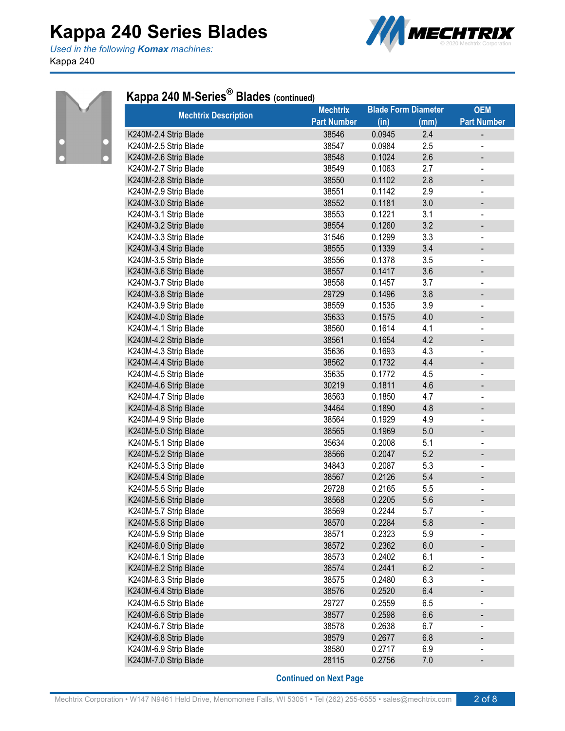# Kappa 240 Series Blades

*Used in the following **Komax** machines:*

Kappa 240

## Kappa 240 M-Series® Blades (continued)

| Mechtrix Description | Mechtrix Part Number | Blade Form Diameter (in) | Blade Form Diameter (mm) | OEM Part Number |
|---|---|---|---|---|
| K240M-2.4 Strip Blade | 38546 | 0.0945 | 2.4 | - |
| K240M-2.5 Strip Blade | 38547 | 0.0984 | 2.5 | - |
| K240M-2.6 Strip Blade | 38548 | 0.1024 | 2.6 | - |
| K240M-2.7 Strip Blade | 38549 | 0.1063 | 2.7 | - |
| K240M-2.8 Strip Blade | 38550 | 0.1102 | 2.8 | - |
| K240M-2.9 Strip Blade | 38551 | 0.1142 | 2.9 | - |
| K240M-3.0 Strip Blade | 38552 | 0.1181 | 3.0 | - |
| K240M-3.1 Strip Blade | 38553 | 0.1221 | 3.1 | - |
| K240M-3.2 Strip Blade | 38554 | 0.1260 | 3.2 | - |
| K240M-3.3 Strip Blade | 31546 | 0.1299 | 3.3 | - |
| K240M-3.4 Strip Blade | 38555 | 0.1339 | 3.4 | - |
| K240M-3.5 Strip Blade | 38556 | 0.1378 | 3.5 | - |
| K240M-3.6 Strip Blade | 38557 | 0.1417 | 3.6 | - |
| K240M-3.7 Strip Blade | 38558 | 0.1457 | 3.7 | - |
| K240M-3.8 Strip Blade | 29729 | 0.1496 | 3.8 | - |
| K240M-3.9 Strip Blade | 38559 | 0.1535 | 3.9 | - |
| K240M-4.0 Strip Blade | 35633 | 0.1575 | 4.0 | - |
| K240M-4.1 Strip Blade | 38560 | 0.1614 | 4.1 | - |
| K240M-4.2 Strip Blade | 38561 | 0.1654 | 4.2 | - |
| K240M-4.3 Strip Blade | 35636 | 0.1693 | 4.3 | - |
| K240M-4.4 Strip Blade | 38562 | 0.1732 | 4.4 | - |
| K240M-4.5 Strip Blade | 35635 | 0.1772 | 4.5 | - |
| K240M-4.6 Strip Blade | 30219 | 0.1811 | 4.6 | - |
| K240M-4.7 Strip Blade | 38563 | 0.1850 | 4.7 | - |
| K240M-4.8 Strip Blade | 34464 | 0.1890 | 4.8 | - |
| K240M-4.9 Strip Blade | 38564 | 0.1929 | 4.9 | - |
| K240M-5.0 Strip Blade | 38565 | 0.1969 | 5.0 | - |
| K240M-5.1 Strip Blade | 35634 | 0.2008 | 5.1 | - |
| K240M-5.2 Strip Blade | 38566 | 0.2047 | 5.2 | - |
| K240M-5.3 Strip Blade | 34843 | 0.2087 | 5.3 | - |
| K240M-5.4 Strip Blade | 38567 | 0.2126 | 5.4 | - |
| K240M-5.5 Strip Blade | 29728 | 0.2165 | 5.5 | - |
| K240M-5.6 Strip Blade | 38568 | 0.2205 | 5.6 | - |
| K240M-5.7 Strip Blade | 38569 | 0.2244 | 5.7 | - |
| K240M-5.8 Strip Blade | 38570 | 0.2284 | 5.8 | - |
| K240M-5.9 Strip Blade | 38571 | 0.2323 | 5.9 | - |
| K240M-6.0 Strip Blade | 38572 | 0.2362 | 6.0 | - |
| K240M-6.1 Strip Blade | 38573 | 0.2402 | 6.1 | - |
| K240M-6.2 Strip Blade | 38574 | 0.2441 | 6.2 | - |
| K240M-6.3 Strip Blade | 38575 | 0.2480 | 6.3 | - |
| K240M-6.4 Strip Blade | 38576 | 0.2520 | 6.4 | - |
| K240M-6.5 Strip Blade | 29727 | 0.2559 | 6.5 | - |
| K240M-6.6 Strip Blade | 38577 | 0.2598 | 6.6 | - |
| K240M-6.7 Strip Blade | 38578 | 0.2638 | 6.7 | - |
| K240M-6.8 Strip Blade | 38579 | 0.2677 | 6.8 | - |
| K240M-6.9 Strip Blade | 38580 | 0.2717 | 6.9 | - |
| K240M-7.0 Strip Blade | 28115 | 0.2756 | 7.0 | - |

**Continued on Next Page**

Mechtrix Corporation • W147 N9461 Held Drive, Menomonee Falls, WI 53051 • Tel (262) 255-6555 • sales@mechtrix.com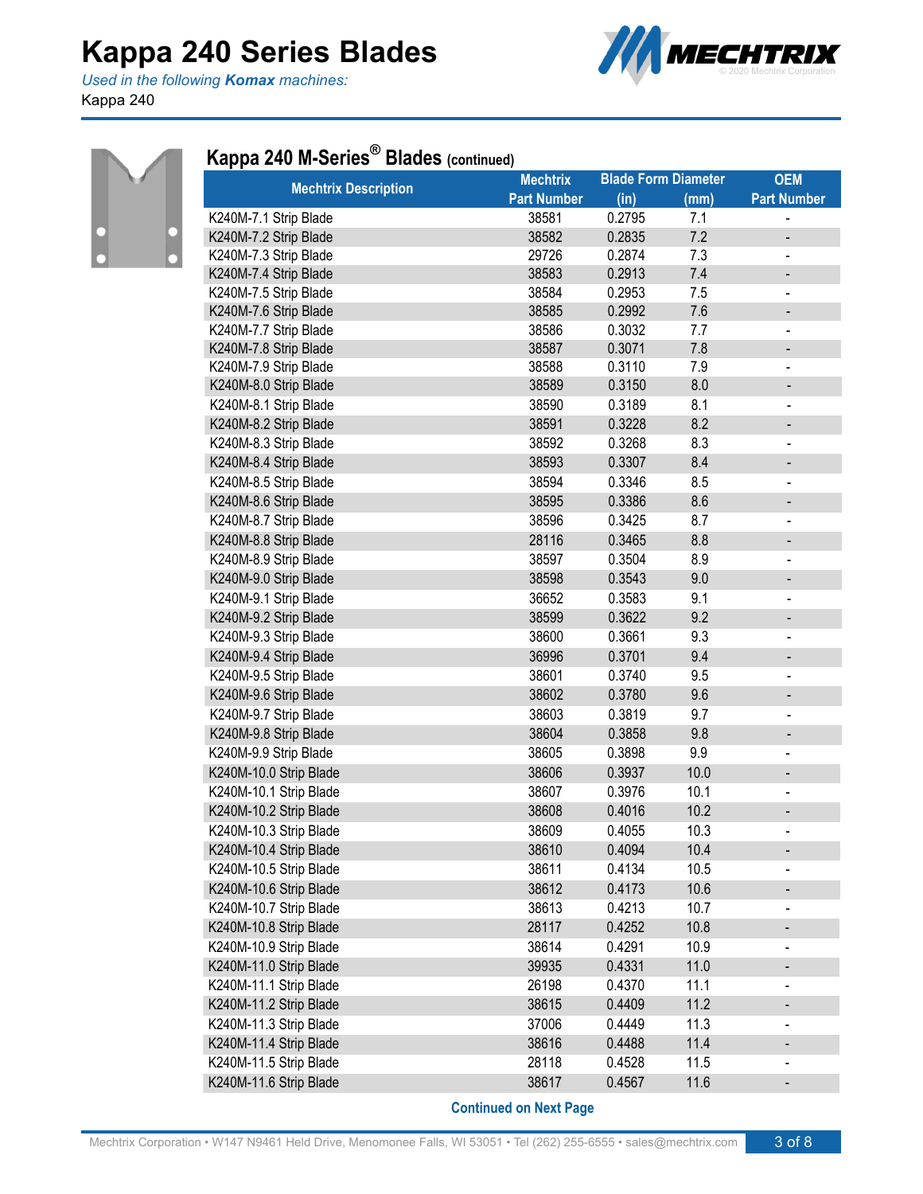# Kappa 240 Series Blades

*Used in the following **Komax** machines:*

Kappa 240

## Kappa 240 M-Series® Blades (continued)

| Mechtrix Description | Mechtrix Part Number | Blade Form Diameter (in) | Blade Form Diameter (mm) | OEM Part Number |
|---|---|---|---|---|
| K240M-7.1 Strip Blade | 38581 | 0.2795 | 7.1 | - |
| K240M-7.2 Strip Blade | 38582 | 0.2835 | 7.2 | - |
| K240M-7.3 Strip Blade | 29726 | 0.2874 | 7.3 | - |
| K240M-7.4 Strip Blade | 38583 | 0.2913 | 7.4 | - |
| K240M-7.5 Strip Blade | 38584 | 0.2953 | 7.5 | - |
| K240M-7.6 Strip Blade | 38585 | 0.2992 | 7.6 | - |
| K240M-7.7 Strip Blade | 38586 | 0.3032 | 7.7 | - |
| K240M-7.8 Strip Blade | 38587 | 0.3071 | 7.8 | - |
| K240M-7.9 Strip Blade | 38588 | 0.3110 | 7.9 | - |
| K240M-8.0 Strip Blade | 38589 | 0.3150 | 8.0 | - |
| K240M-8.1 Strip Blade | 38590 | 0.3189 | 8.1 | - |
| K240M-8.2 Strip Blade | 38591 | 0.3228 | 8.2 | - |
| K240M-8.3 Strip Blade | 38592 | 0.3268 | 8.3 | - |
| K240M-8.4 Strip Blade | 38593 | 0.3307 | 8.4 | - |
| K240M-8.5 Strip Blade | 38594 | 0.3346 | 8.5 | - |
| K240M-8.6 Strip Blade | 38595 | 0.3386 | 8.6 | - |
| K240M-8.7 Strip Blade | 38596 | 0.3425 | 8.7 | - |
| K240M-8.8 Strip Blade | 28116 | 0.3465 | 8.8 | - |
| K240M-8.9 Strip Blade | 38597 | 0.3504 | 8.9 | - |
| K240M-9.0 Strip Blade | 38598 | 0.3543 | 9.0 | - |
| K240M-9.1 Strip Blade | 36652 | 0.3583 | 9.1 | - |
| K240M-9.2 Strip Blade | 38599 | 0.3622 | 9.2 | - |
| K240M-9.3 Strip Blade | 38600 | 0.3661 | 9.3 | - |
| K240M-9.4 Strip Blade | 36996 | 0.3701 | 9.4 | - |
| K240M-9.5 Strip Blade | 38601 | 0.3740 | 9.5 | - |
| K240M-9.6 Strip Blade | 38602 | 0.3780 | 9.6 | - |
| K240M-9.7 Strip Blade | 38603 | 0.3819 | 9.7 | - |
| K240M-9.8 Strip Blade | 38604 | 0.3858 | 9.8 | - |
| K240M-9.9 Strip Blade | 38605 | 0.3898 | 9.9 | - |
| K240M-10.0 Strip Blade | 38606 | 0.3937 | 10.0 | - |
| K240M-10.1 Strip Blade | 38607 | 0.3976 | 10.1 | - |
| K240M-10.2 Strip Blade | 38608 | 0.4016 | 10.2 | - |
| K240M-10.3 Strip Blade | 38609 | 0.4055 | 10.3 | - |
| K240M-10.4 Strip Blade | 38610 | 0.4094 | 10.4 | - |
| K240M-10.5 Strip Blade | 38611 | 0.4134 | 10.5 | - |
| K240M-10.6 Strip Blade | 38612 | 0.4173 | 10.6 | - |
| K240M-10.7 Strip Blade | 38613 | 0.4213 | 10.7 | - |
| K240M-10.8 Strip Blade | 28117 | 0.4252 | 10.8 | - |
| K240M-10.9 Strip Blade | 38614 | 0.4291 | 10.9 | - |
| K240M-11.0 Strip Blade | 39935 | 0.4331 | 11.0 | - |
| K240M-11.1 Strip Blade | 26198 | 0.4370 | 11.1 | - |
| K240M-11.2 Strip Blade | 38615 | 0.4409 | 11.2 | - |
| K240M-11.3 Strip Blade | 37006 | 0.4449 | 11.3 | - |
| K240M-11.4 Strip Blade | 38616 | 0.4488 | 11.4 | - |
| K240M-11.5 Strip Blade | 28118 | 0.4528 | 11.5 | - |
| K240M-11.6 Strip Blade | 38617 | 0.4567 | 11.6 | - |

**Continued on Next Page**

Mechtrix Corporation • W147 N9461 Held Drive, Menomonee Falls, WI 53051 • Tel (262) 255-6555 • sales@mechtrix.com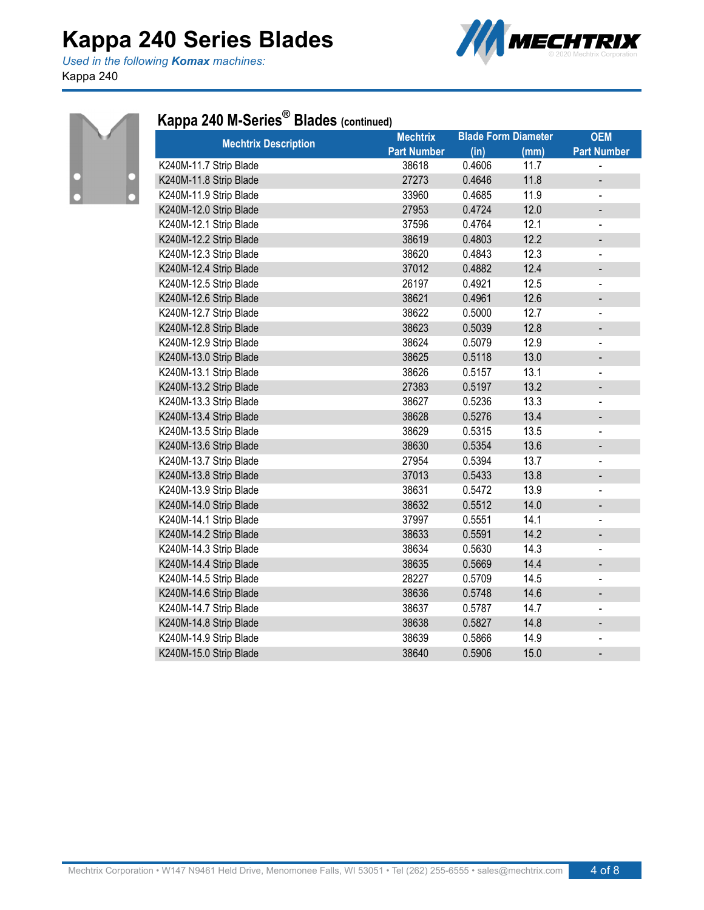# Kappa 240 Series Blades

*Used in the following **Komax** machines:*

Kappa 240

## Kappa 240 M-Series® Blades (continued)

| Mechtrix Description | Mechtrix Part Number | Blade Form Diameter (in) | Blade Form Diameter (mm) | OEM Part Number |
|---|---|---|---|---|
| K240M-11.7 Strip Blade | 38618 | 0.4606 | 11.7 | - |
| K240M-11.8 Strip Blade | 27273 | 0.4646 | 11.8 | - |
| K240M-11.9 Strip Blade | 33960 | 0.4685 | 11.9 | - |
| K240M-12.0 Strip Blade | 27953 | 0.4724 | 12.0 | - |
| K240M-12.1 Strip Blade | 37596 | 0.4764 | 12.1 | - |
| K240M-12.2 Strip Blade | 38619 | 0.4803 | 12.2 | - |
| K240M-12.3 Strip Blade | 38620 | 0.4843 | 12.3 | - |
| K240M-12.4 Strip Blade | 37012 | 0.4882 | 12.4 | - |
| K240M-12.5 Strip Blade | 26197 | 0.4921 | 12.5 | - |
| K240M-12.6 Strip Blade | 38621 | 0.4961 | 12.6 | - |
| K240M-12.7 Strip Blade | 38622 | 0.5000 | 12.7 | - |
| K240M-12.8 Strip Blade | 38623 | 0.5039 | 12.8 | - |
| K240M-12.9 Strip Blade | 38624 | 0.5079 | 12.9 | - |
| K240M-13.0 Strip Blade | 38625 | 0.5118 | 13.0 | - |
| K240M-13.1 Strip Blade | 38626 | 0.5157 | 13.1 | - |
| K240M-13.2 Strip Blade | 27383 | 0.5197 | 13.2 | - |
| K240M-13.3 Strip Blade | 38627 | 0.5236 | 13.3 | - |
| K240M-13.4 Strip Blade | 38628 | 0.5276 | 13.4 | - |
| K240M-13.5 Strip Blade | 38629 | 0.5315 | 13.5 | - |
| K240M-13.6 Strip Blade | 38630 | 0.5354 | 13.6 | - |
| K240M-13.7 Strip Blade | 27954 | 0.5394 | 13.7 | - |
| K240M-13.8 Strip Blade | 37013 | 0.5433 | 13.8 | - |
| K240M-13.9 Strip Blade | 38631 | 0.5472 | 13.9 | - |
| K240M-14.0 Strip Blade | 38632 | 0.5512 | 14.0 | - |
| K240M-14.1 Strip Blade | 37997 | 0.5551 | 14.1 | - |
| K240M-14.2 Strip Blade | 38633 | 0.5591 | 14.2 | - |
| K240M-14.3 Strip Blade | 38634 | 0.5630 | 14.3 | - |
| K240M-14.4 Strip Blade | 38635 | 0.5669 | 14.4 | - |
| K240M-14.5 Strip Blade | 28227 | 0.5709 | 14.5 | - |
| K240M-14.6 Strip Blade | 38636 | 0.5748 | 14.6 | - |
| K240M-14.7 Strip Blade | 38637 | 0.5787 | 14.7 | - |
| K240M-14.8 Strip Blade | 38638 | 0.5827 | 14.8 | - |
| K240M-14.9 Strip Blade | 38639 | 0.5866 | 14.9 | - |
| K240M-15.0 Strip Blade | 38640 | 0.5906 | 15.0 | - |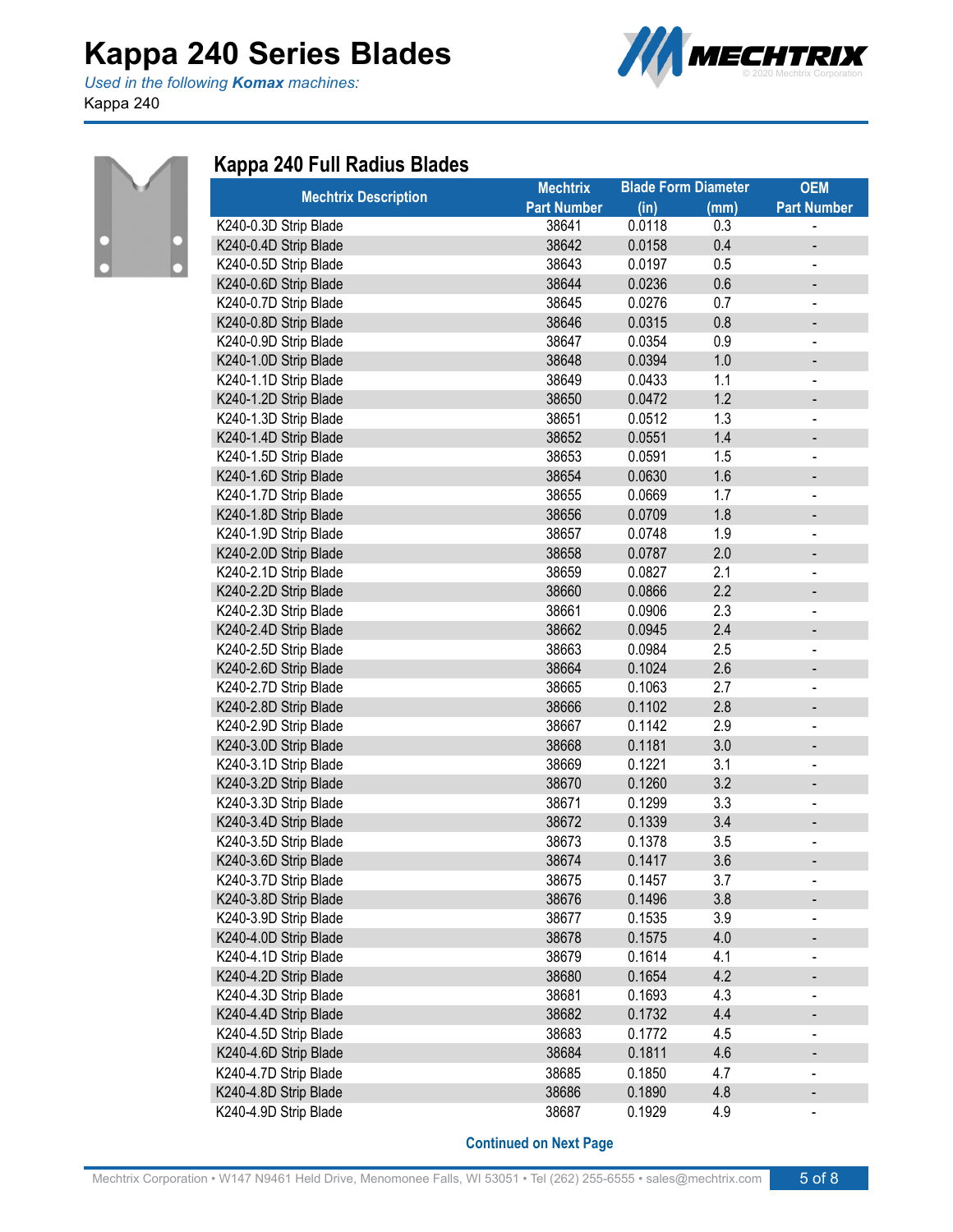# Kappa 240 Series Blades

*Used in the following **Komax** machines:*

Kappa 240

## Kappa 240 Full Radius Blades

| Mechtrix Description | Mechtrix Part Number | Blade Form Diameter (in) | Blade Form Diameter (mm) | OEM Part Number |
|---|---|---|---|---|
| K240-0.3D Strip Blade | 38641 | 0.0118 | 0.3 | - |
| K240-0.4D Strip Blade | 38642 | 0.0158 | 0.4 | - |
| K240-0.5D Strip Blade | 38643 | 0.0197 | 0.5 | - |
| K240-0.6D Strip Blade | 38644 | 0.0236 | 0.6 | - |
| K240-0.7D Strip Blade | 38645 | 0.0276 | 0.7 | - |
| K240-0.8D Strip Blade | 38646 | 0.0315 | 0.8 | - |
| K240-0.9D Strip Blade | 38647 | 0.0354 | 0.9 | - |
| K240-1.0D Strip Blade | 38648 | 0.0394 | 1.0 | - |
| K240-1.1D Strip Blade | 38649 | 0.0433 | 1.1 | - |
| K240-1.2D Strip Blade | 38650 | 0.0472 | 1.2 | - |
| K240-1.3D Strip Blade | 38651 | 0.0512 | 1.3 | - |
| K240-1.4D Strip Blade | 38652 | 0.0551 | 1.4 | - |
| K240-1.5D Strip Blade | 38653 | 0.0591 | 1.5 | - |
| K240-1.6D Strip Blade | 38654 | 0.0630 | 1.6 | - |
| K240-1.7D Strip Blade | 38655 | 0.0669 | 1.7 | - |
| K240-1.8D Strip Blade | 38656 | 0.0709 | 1.8 | - |
| K240-1.9D Strip Blade | 38657 | 0.0748 | 1.9 | - |
| K240-2.0D Strip Blade | 38658 | 0.0787 | 2.0 | - |
| K240-2.1D Strip Blade | 38659 | 0.0827 | 2.1 | - |
| K240-2.2D Strip Blade | 38660 | 0.0866 | 2.2 | - |
| K240-2.3D Strip Blade | 38661 | 0.0906 | 2.3 | - |
| K240-2.4D Strip Blade | 38662 | 0.0945 | 2.4 | - |
| K240-2.5D Strip Blade | 38663 | 0.0984 | 2.5 | - |
| K240-2.6D Strip Blade | 38664 | 0.1024 | 2.6 | - |
| K240-2.7D Strip Blade | 38665 | 0.1063 | 2.7 | - |
| K240-2.8D Strip Blade | 38666 | 0.1102 | 2.8 | - |
| K240-2.9D Strip Blade | 38667 | 0.1142 | 2.9 | - |
| K240-3.0D Strip Blade | 38668 | 0.1181 | 3.0 | - |
| K240-3.1D Strip Blade | 38669 | 0.1221 | 3.1 | - |
| K240-3.2D Strip Blade | 38670 | 0.1260 | 3.2 | - |
| K240-3.3D Strip Blade | 38671 | 0.1299 | 3.3 | - |
| K240-3.4D Strip Blade | 38672 | 0.1339 | 3.4 | - |
| K240-3.5D Strip Blade | 38673 | 0.1378 | 3.5 | - |
| K240-3.6D Strip Blade | 38674 | 0.1417 | 3.6 | - |
| K240-3.7D Strip Blade | 38675 | 0.1457 | 3.7 | - |
| K240-3.8D Strip Blade | 38676 | 0.1496 | 3.8 | - |
| K240-3.9D Strip Blade | 38677 | 0.1535 | 3.9 | - |
| K240-4.0D Strip Blade | 38678 | 0.1575 | 4.0 | - |
| K240-4.1D Strip Blade | 38679 | 0.1614 | 4.1 | - |
| K240-4.2D Strip Blade | 38680 | 0.1654 | 4.2 | - |
| K240-4.3D Strip Blade | 38681 | 0.1693 | 4.3 | - |
| K240-4.4D Strip Blade | 38682 | 0.1732 | 4.4 | - |
| K240-4.5D Strip Blade | 38683 | 0.1772 | 4.5 | - |
| K240-4.6D Strip Blade | 38684 | 0.1811 | 4.6 | - |
| K240-4.7D Strip Blade | 38685 | 0.1850 | 4.7 | - |
| K240-4.8D Strip Blade | 38686 | 0.1890 | 4.8 | - |
| K240-4.9D Strip Blade | 38687 | 0.1929 | 4.9 | - |

**Continued on Next Page**

Mechtrix Corporation • W147 N9461 Held Drive, Menomonee Falls, WI 53051 • Tel (262) 255-6555 • sales@mechtrix.com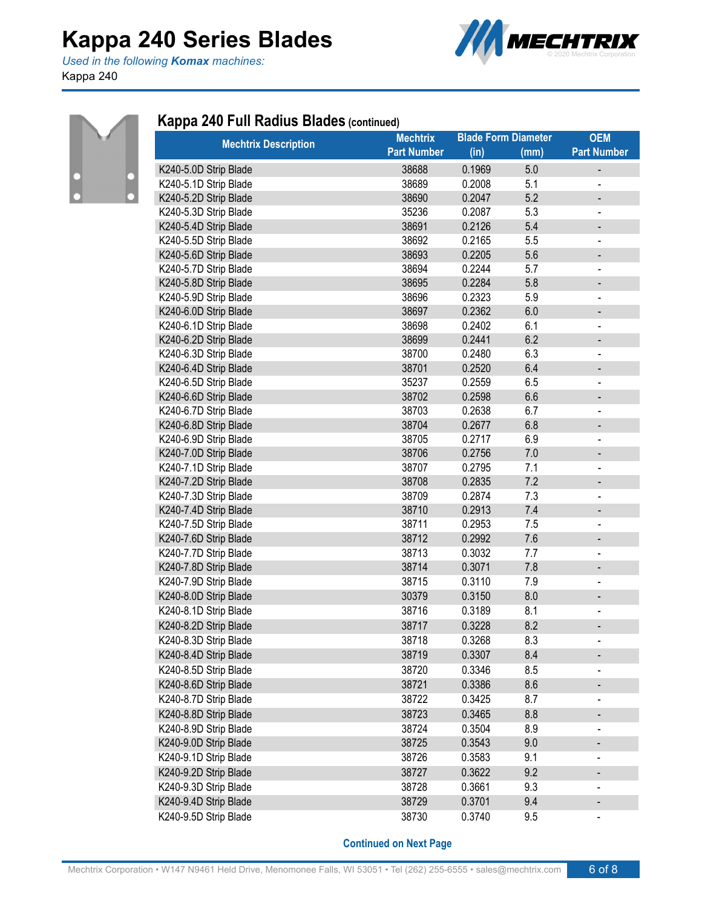# Kappa 240 Series Blades

*Used in the following **Komax** machines:*

Kappa 240

## Kappa 240 Full Radius Blades (continued)

| Mechtrix Description | Mechtrix Part Number | Blade Form Diameter (in) | Blade Form Diameter (mm) | OEM Part Number |
|---|---|---|---|---|
| K240-5.0D Strip Blade | 38688 | 0.1969 | 5.0 | - |
| K240-5.1D Strip Blade | 38689 | 0.2008 | 5.1 | - |
| K240-5.2D Strip Blade | 38690 | 0.2047 | 5.2 | - |
| K240-5.3D Strip Blade | 35236 | 0.2087 | 5.3 | - |
| K240-5.4D Strip Blade | 38691 | 0.2126 | 5.4 | - |
| K240-5.5D Strip Blade | 38692 | 0.2165 | 5.5 | - |
| K240-5.6D Strip Blade | 38693 | 0.2205 | 5.6 | - |
| K240-5.7D Strip Blade | 38694 | 0.2244 | 5.7 | - |
| K240-5.8D Strip Blade | 38695 | 0.2284 | 5.8 | - |
| K240-5.9D Strip Blade | 38696 | 0.2323 | 5.9 | - |
| K240-6.0D Strip Blade | 38697 | 0.2362 | 6.0 | - |
| K240-6.1D Strip Blade | 38698 | 0.2402 | 6.1 | - |
| K240-6.2D Strip Blade | 38699 | 0.2441 | 6.2 | - |
| K240-6.3D Strip Blade | 38700 | 0.2480 | 6.3 | - |
| K240-6.4D Strip Blade | 38701 | 0.2520 | 6.4 | - |
| K240-6.5D Strip Blade | 35237 | 0.2559 | 6.5 | - |
| K240-6.6D Strip Blade | 38702 | 0.2598 | 6.6 | - |
| K240-6.7D Strip Blade | 38703 | 0.2638 | 6.7 | - |
| K240-6.8D Strip Blade | 38704 | 0.2677 | 6.8 | - |
| K240-6.9D Strip Blade | 38705 | 0.2717 | 6.9 | - |
| K240-7.0D Strip Blade | 38706 | 0.2756 | 7.0 | - |
| K240-7.1D Strip Blade | 38707 | 0.2795 | 7.1 | - |
| K240-7.2D Strip Blade | 38708 | 0.2835 | 7.2 | - |
| K240-7.3D Strip Blade | 38709 | 0.2874 | 7.3 | - |
| K240-7.4D Strip Blade | 38710 | 0.2913 | 7.4 | - |
| K240-7.5D Strip Blade | 38711 | 0.2953 | 7.5 | - |
| K240-7.6D Strip Blade | 38712 | 0.2992 | 7.6 | - |
| K240-7.7D Strip Blade | 38713 | 0.3032 | 7.7 | - |
| K240-7.8D Strip Blade | 38714 | 0.3071 | 7.8 | - |
| K240-7.9D Strip Blade | 38715 | 0.3110 | 7.9 | - |
| K240-8.0D Strip Blade | 30379 | 0.3150 | 8.0 | - |
| K240-8.1D Strip Blade | 38716 | 0.3189 | 8.1 | - |
| K240-8.2D Strip Blade | 38717 | 0.3228 | 8.2 | - |
| K240-8.3D Strip Blade | 38718 | 0.3268 | 8.3 | - |
| K240-8.4D Strip Blade | 38719 | 0.3307 | 8.4 | - |
| K240-8.5D Strip Blade | 38720 | 0.3346 | 8.5 | - |
| K240-8.6D Strip Blade | 38721 | 0.3386 | 8.6 | - |
| K240-8.7D Strip Blade | 38722 | 0.3425 | 8.7 | - |
| K240-8.8D Strip Blade | 38723 | 0.3465 | 8.8 | - |
| K240-8.9D Strip Blade | 38724 | 0.3504 | 8.9 | - |
| K240-9.0D Strip Blade | 38725 | 0.3543 | 9.0 | - |
| K240-9.1D Strip Blade | 38726 | 0.3583 | 9.1 | - |
| K240-9.2D Strip Blade | 38727 | 0.3622 | 9.2 | - |
| K240-9.3D Strip Blade | 38728 | 0.3661 | 9.3 | - |
| K240-9.4D Strip Blade | 38729 | 0.3701 | 9.4 | - |
| K240-9.5D Strip Blade | 38730 | 0.3740 | 9.5 | - |

**Continued on Next Page**

Mechtrix Corporation • W147 N9461 Held Drive, Menomonee Falls, WI 53051 • Tel (262) 255-6555 • sales@mechtrix.com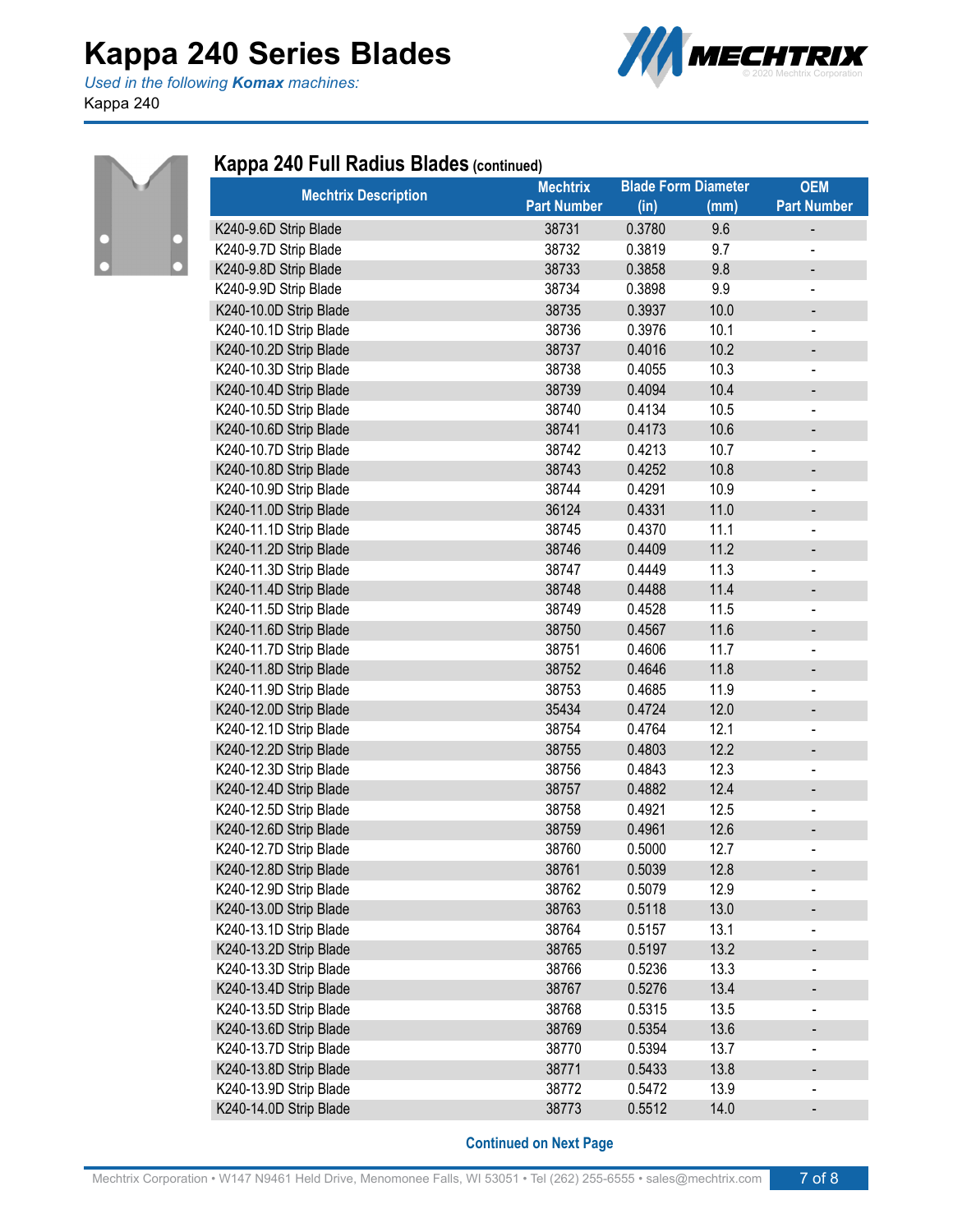# Kappa 240 Series Blades

*Used in the following **Komax** machines:*

Kappa 240

## Kappa 240 Full Radius Blades (continued)

| Mechtrix Description | Mechtrix Part Number | Blade Form Diameter (in) | (mm) | OEM Part Number |
|---|---|---|---|---|
| K240-9.6D Strip Blade | 38731 | 0.3780 | 9.6 | - |
| K240-9.7D Strip Blade | 38732 | 0.3819 | 9.7 | - |
| K240-9.8D Strip Blade | 38733 | 0.3858 | 9.8 | - |
| K240-9.9D Strip Blade | 38734 | 0.3898 | 9.9 | - |
| K240-10.0D Strip Blade | 38735 | 0.3937 | 10.0 | - |
| K240-10.1D Strip Blade | 38736 | 0.3976 | 10.1 | - |
| K240-10.2D Strip Blade | 38737 | 0.4016 | 10.2 | - |
| K240-10.3D Strip Blade | 38738 | 0.4055 | 10.3 | - |
| K240-10.4D Strip Blade | 38739 | 0.4094 | 10.4 | - |
| K240-10.5D Strip Blade | 38740 | 0.4134 | 10.5 | - |
| K240-10.6D Strip Blade | 38741 | 0.4173 | 10.6 | - |
| K240-10.7D Strip Blade | 38742 | 0.4213 | 10.7 | - |
| K240-10.8D Strip Blade | 38743 | 0.4252 | 10.8 | - |
| K240-10.9D Strip Blade | 38744 | 0.4291 | 10.9 | - |
| K240-11.0D Strip Blade | 36124 | 0.4331 | 11.0 | - |
| K240-11.1D Strip Blade | 38745 | 0.4370 | 11.1 | - |
| K240-11.2D Strip Blade | 38746 | 0.4409 | 11.2 | - |
| K240-11.3D Strip Blade | 38747 | 0.4449 | 11.3 | - |
| K240-11.4D Strip Blade | 38748 | 0.4488 | 11.4 | - |
| K240-11.5D Strip Blade | 38749 | 0.4528 | 11.5 | - |
| K240-11.6D Strip Blade | 38750 | 0.4567 | 11.6 | - |
| K240-11.7D Strip Blade | 38751 | 0.4606 | 11.7 | - |
| K240-11.8D Strip Blade | 38752 | 0.4646 | 11.8 | - |
| K240-11.9D Strip Blade | 38753 | 0.4685 | 11.9 | - |
| K240-12.0D Strip Blade | 35434 | 0.4724 | 12.0 | - |
| K240-12.1D Strip Blade | 38754 | 0.4764 | 12.1 | - |
| K240-12.2D Strip Blade | 38755 | 0.4803 | 12.2 | - |
| K240-12.3D Strip Blade | 38756 | 0.4843 | 12.3 | - |
| K240-12.4D Strip Blade | 38757 | 0.4882 | 12.4 | - |
| K240-12.5D Strip Blade | 38758 | 0.4921 | 12.5 | - |
| K240-12.6D Strip Blade | 38759 | 0.4961 | 12.6 | - |
| K240-12.7D Strip Blade | 38760 | 0.5000 | 12.7 | - |
| K240-12.8D Strip Blade | 38761 | 0.5039 | 12.8 | - |
| K240-12.9D Strip Blade | 38762 | 0.5079 | 12.9 | - |
| K240-13.0D Strip Blade | 38763 | 0.5118 | 13.0 | - |
| K240-13.1D Strip Blade | 38764 | 0.5157 | 13.1 | - |
| K240-13.2D Strip Blade | 38765 | 0.5197 | 13.2 | - |
| K240-13.3D Strip Blade | 38766 | 0.5236 | 13.3 | - |
| K240-13.4D Strip Blade | 38767 | 0.5276 | 13.4 | - |
| K240-13.5D Strip Blade | 38768 | 0.5315 | 13.5 | - |
| K240-13.6D Strip Blade | 38769 | 0.5354 | 13.6 | - |
| K240-13.7D Strip Blade | 38770 | 0.5394 | 13.7 | - |
| K240-13.8D Strip Blade | 38771 | 0.5433 | 13.8 | - |
| K240-13.9D Strip Blade | 38772 | 0.5472 | 13.9 | - |
| K240-14.0D Strip Blade | 38773 | 0.5512 | 14.0 | - |

**Continued on Next Page**

Mechtrix Corporation • W147 N9461 Held Drive, Menomonee Falls, WI 53051 • Tel (262) 255-6555 • sales@mechtrix.com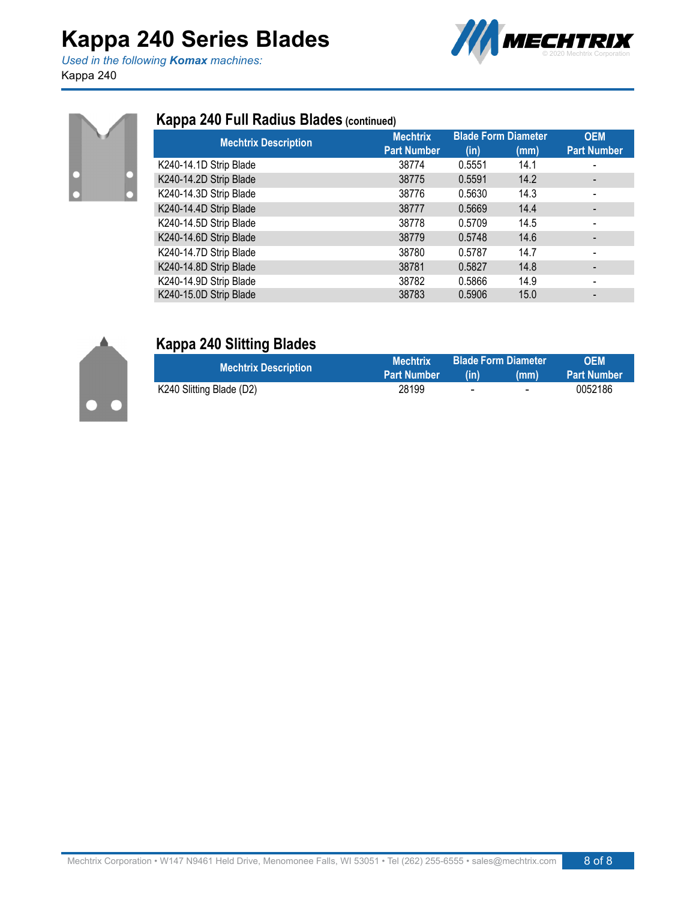# Kappa 240 Series Blades

*Used in the following **Komax** machines:*
Kappa 240

## Kappa 240 Full Radius Blades (continued)

| Mechtrix Description | Mechtrix Part Number | Blade Form Diameter (in) | Blade Form Diameter (mm) | OEM Part Number |
|---|---|---|---|---|
| K240-14.1D Strip Blade | 38774 | 0.5551 | 14.1 | - |
| K240-14.2D Strip Blade | 38775 | 0.5591 | 14.2 | - |
| K240-14.3D Strip Blade | 38776 | 0.5630 | 14.3 | - |
| K240-14.4D Strip Blade | 38777 | 0.5669 | 14.4 | - |
| K240-14.5D Strip Blade | 38778 | 0.5709 | 14.5 | - |
| K240-14.6D Strip Blade | 38779 | 0.5748 | 14.6 | - |
| K240-14.7D Strip Blade | 38780 | 0.5787 | 14.7 | - |
| K240-14.8D Strip Blade | 38781 | 0.5827 | 14.8 | - |
| K240-14.9D Strip Blade | 38782 | 0.5866 | 14.9 | - |
| K240-15.0D Strip Blade | 38783 | 0.5906 | 15.0 | - |

## Kappa 240 Slitting Blades

| Mechtrix Description | Mechtrix Part Number | Blade Form Diameter (in) | Blade Form Diameter (mm) | OEM Part Number |
|---|---|---|---|---|
| K240 Slitting Blade (D2) | 28199 | - | - | 0052186 |